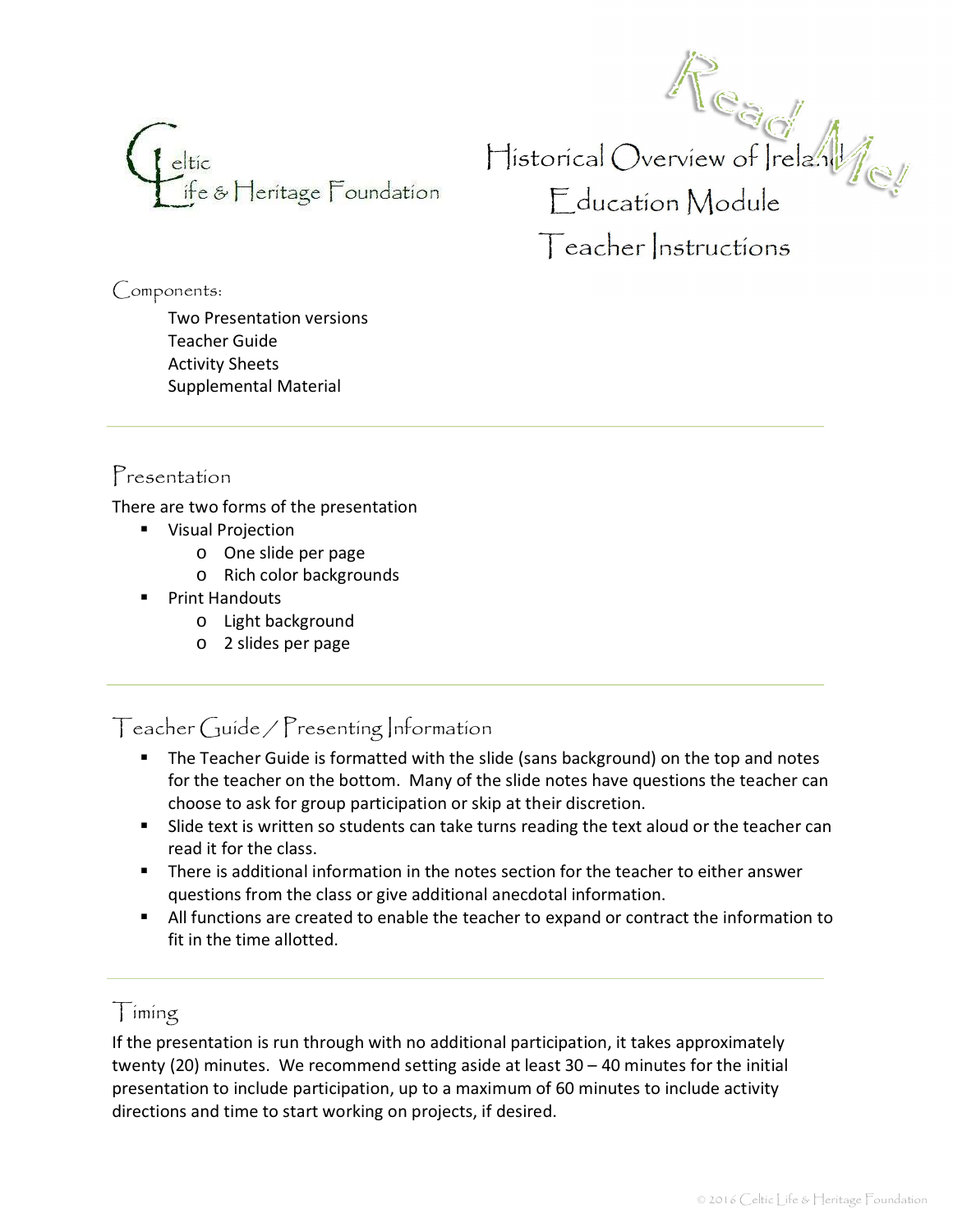Celtic Life & Heritage Foundation

# Historical Overview of Ireland Education Module Teacher Instructions

Read Me!

## Components:

Two Presentation versions
Teacher Guide
Activity Sheets
Supplemental Material

## Presentation

There are two forms of the presentation

- Visual Projection
  - One slide per page
  - Rich color backgrounds
- Print Handouts
  - Light background
  - 2 slides per page

## Teacher Guide / Presenting Information

- The Teacher Guide is formatted with the slide (sans background) on the top and notes for the teacher on the bottom. Many of the slide notes have questions the teacher can choose to ask for group participation or skip at their discretion.
- Slide text is written so students can take turns reading the text aloud or the teacher can read it for the class.
- There is additional information in the notes section for the teacher to either answer questions from the class or give additional anecdotal information.
- All functions are created to enable the teacher to expand or contract the information to fit in the time allotted.

## Timing

If the presentation is run through with no additional participation, it takes approximately twenty (20) minutes. We recommend setting aside at least 30 – 40 minutes for the initial presentation to include participation, up to a maximum of 60 minutes to include activity directions and time to start working on projects, if desired.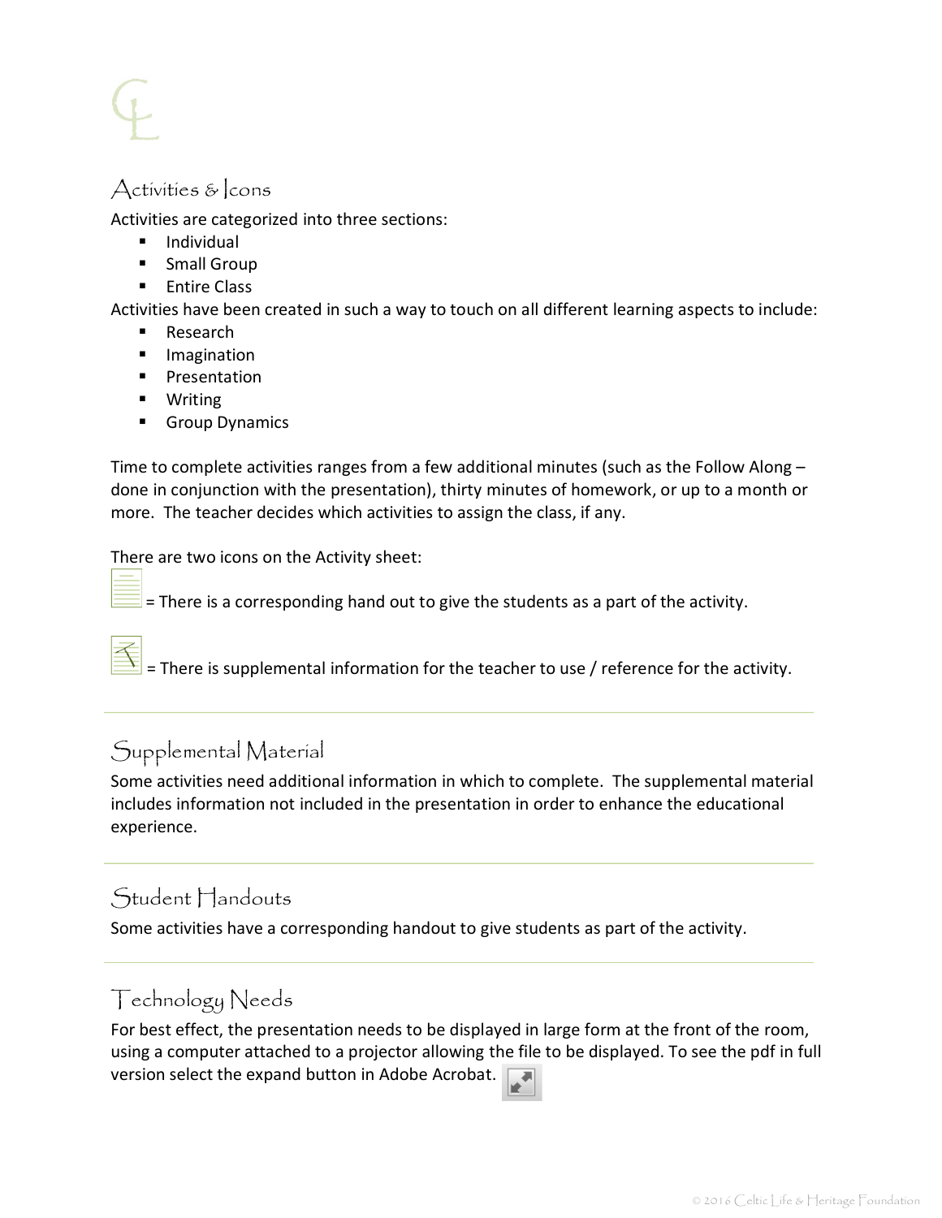## Activities & Icons

Activities are categorized into three sections:

- Individual
- Small Group
- Entire Class

Activities have been created in such a way to touch on all different learning aspects to include:

- Research
- Imagination
- Presentation
- Writing
- Group Dynamics

Time to complete activities ranges from a few additional minutes (such as the Follow Along – done in conjunction with the presentation), thirty minutes of homework, or up to a month or more. The teacher decides which activities to assign the class, if any.

There are two icons on the Activity sheet:

= There is a corresponding hand out to give the students as a part of the activity.

= There is supplemental information for the teacher to use / reference for the activity.

---

## Supplemental Material

Some activities need additional information in which to complete. The supplemental material includes information not included in the presentation in order to enhance the educational experience.

---

## Student Handouts

Some activities have a corresponding handout to give students as part of the activity.

---

## Technology Needs

For best effect, the presentation needs to be displayed in large form at the front of the room, using a computer attached to a projector allowing the file to be displayed. To see the pdf in full version select the expand button in Adobe Acrobat.